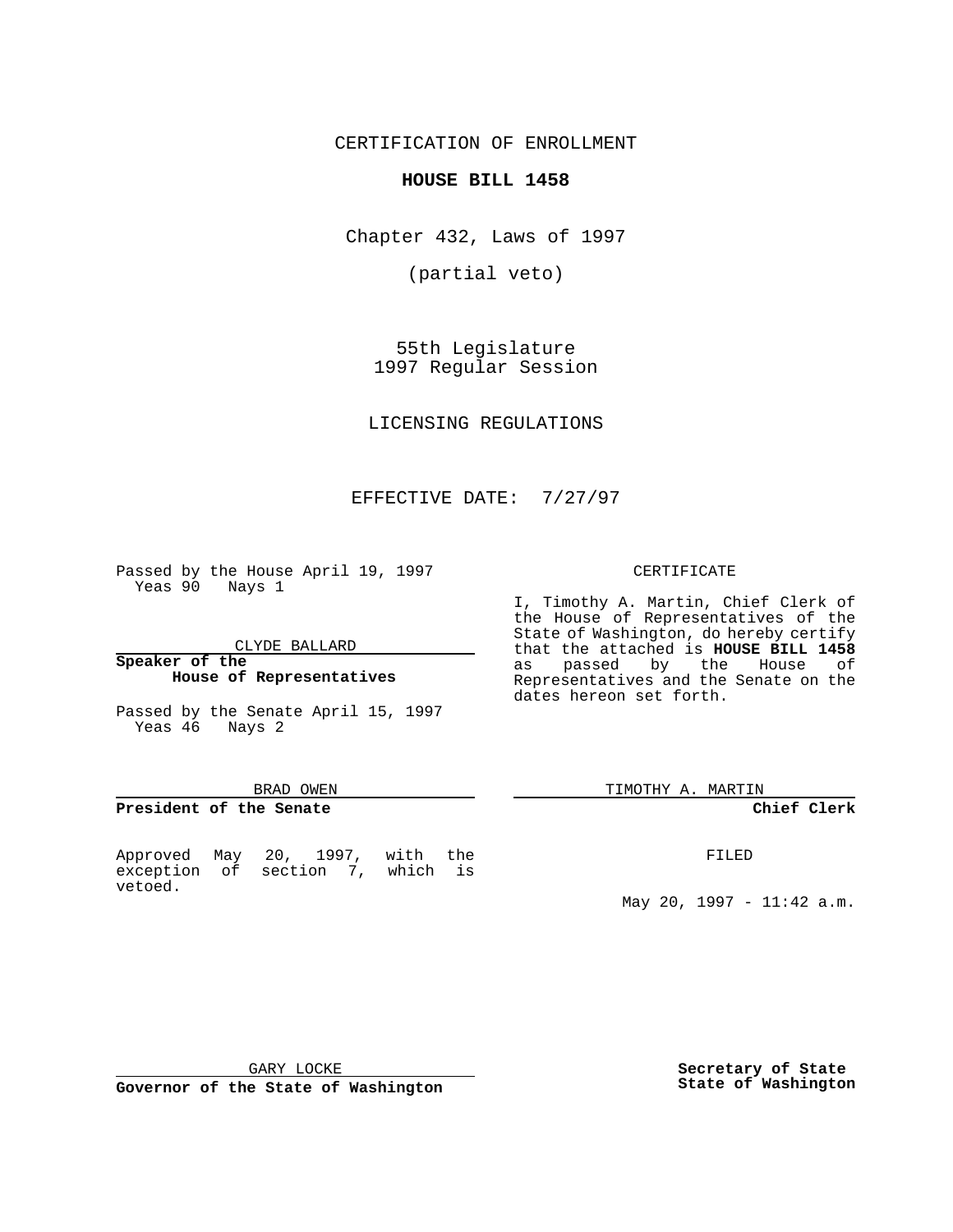CERTIFICATION OF ENROLLMENT

**HOUSE BILL 1458**

Chapter 432, Laws of 1997

(partial veto)

55th Legislature
1997 Regular Session

LICENSING REGULATIONS

EFFECTIVE DATE: 7/27/97

Passed by the House April 19, 1997
Yeas 90 Nays 1

CLYDE BALLARD

**Speaker of the House of Representatives**

Passed by the Senate April 15, 1997
Yeas 46 Nays 2

BRAD OWEN

**President of the Senate**

Approved May 20, 1997, with the exception of section 7, which is vetoed.

GARY LOCKE

**Governor of the State of Washington**

CERTIFICATE

I, Timothy A. Martin, Chief Clerk of the House of Representatives of the State of Washington, do hereby certify that the attached is **HOUSE BILL 1458** as passed by the House of Representatives and the Senate on the dates hereon set forth.

TIMOTHY A. MARTIN

**Chief Clerk**

FILED

May 20, 1997 - 11:42 a.m.

**Secretary of State State of Washington**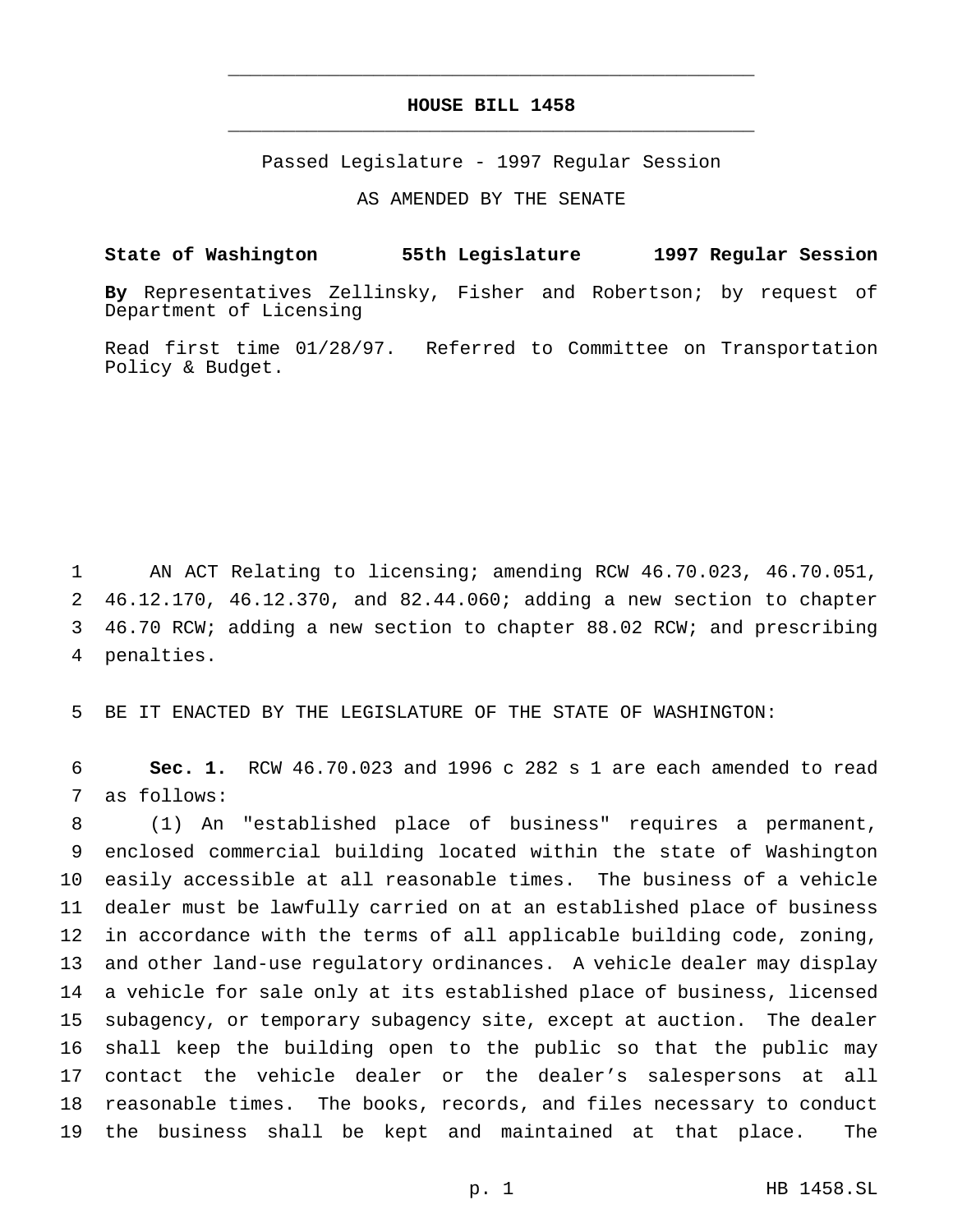# HOUSE BILL 1458

Passed Legislature - 1997 Regular Session

AS AMENDED BY THE SENATE

**State of Washington 55th Legislature 1997 Regular Session**

**By** Representatives Zellinsky, Fisher and Robertson; by request of Department of Licensing

Read first time 01/28/97. Referred to Committee on Transportation Policy & Budget.

1 AN ACT Relating to licensing; amending RCW 46.70.023, 46.70.051, 2 46.12.170, 46.12.370, and 82.44.060; adding a new section to chapter 3 46.70 RCW; adding a new section to chapter 88.02 RCW; and prescribing 4 penalties.

5 BE IT ENACTED BY THE LEGISLATURE OF THE STATE OF WASHINGTON:

6 **Sec. 1.** RCW 46.70.023 and 1996 c 282 s 1 are each amended to read 7 as follows:

8 (1) An "established place of business" requires a permanent, 9 enclosed commercial building located within the state of Washington 10 easily accessible at all reasonable times. The business of a vehicle 11 dealer must be lawfully carried on at an established place of business 12 in accordance with the terms of all applicable building code, zoning, 13 and other land-use regulatory ordinances. A vehicle dealer may display 14 a vehicle for sale only at its established place of business, licensed 15 subagency, or temporary subagency site, except at auction. The dealer 16 shall keep the building open to the public so that the public may 17 contact the vehicle dealer or the dealer's salespersons at all 18 reasonable times. The books, records, and files necessary to conduct 19 the business shall be kept and maintained at that place. The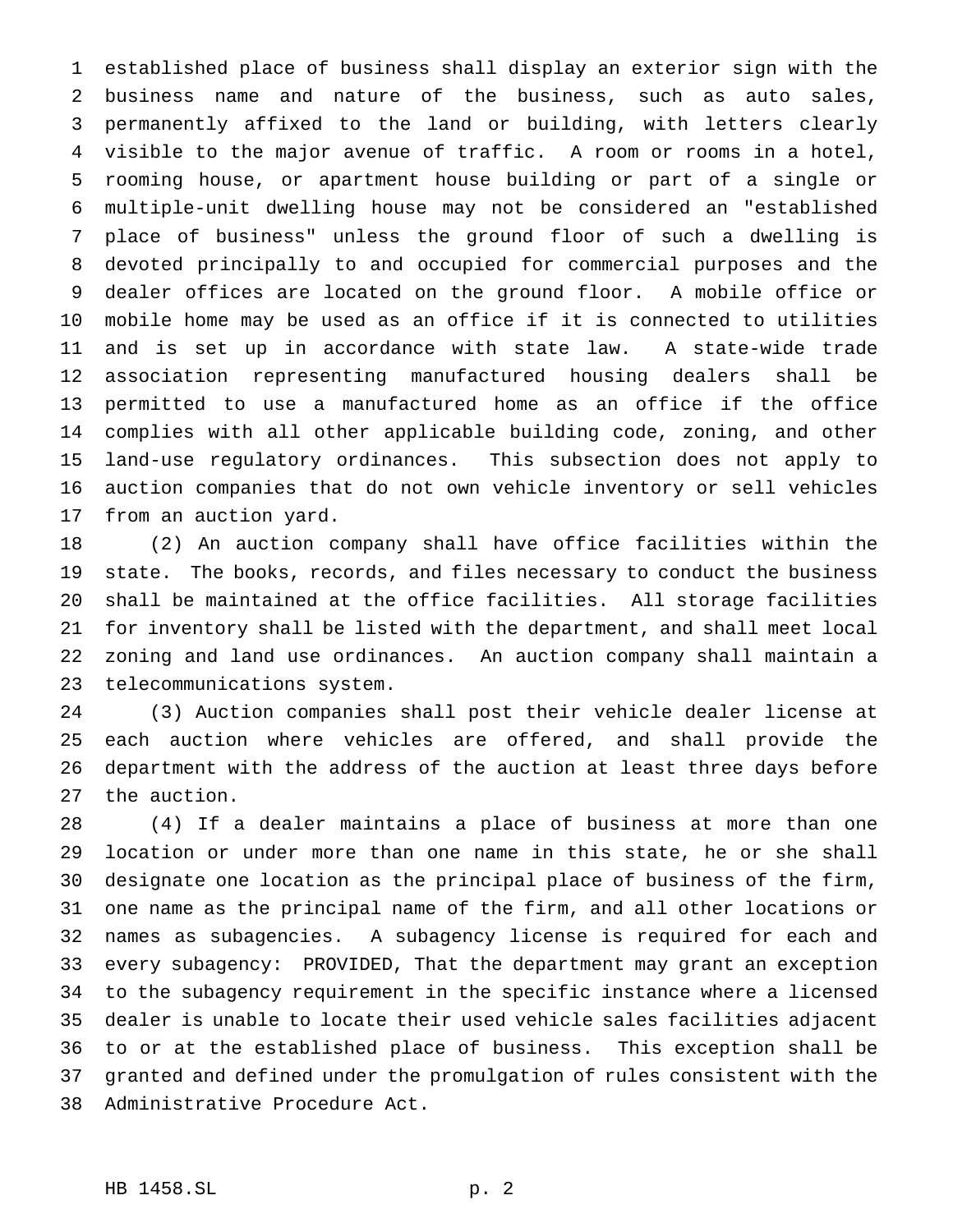established place of business shall display an exterior sign with the business name and nature of the business, such as auto sales, permanently affixed to the land or building, with letters clearly visible to the major avenue of traffic. A room or rooms in a hotel, rooming house, or apartment house building or part of a single or multiple-unit dwelling house may not be considered an "established place of business" unless the ground floor of such a dwelling is devoted principally to and occupied for commercial purposes and the dealer offices are located on the ground floor. A mobile office or mobile home may be used as an office if it is connected to utilities and is set up in accordance with state law. A state-wide trade association representing manufactured housing dealers shall be permitted to use a manufactured home as an office if the office complies with all other applicable building code, zoning, and other land-use regulatory ordinances. This subsection does not apply to auction companies that do not own vehicle inventory or sell vehicles from an auction yard.

(2) An auction company shall have office facilities within the state. The books, records, and files necessary to conduct the business shall be maintained at the office facilities. All storage facilities for inventory shall be listed with the department, and shall meet local zoning and land use ordinances. An auction company shall maintain a telecommunications system.

(3) Auction companies shall post their vehicle dealer license at each auction where vehicles are offered, and shall provide the department with the address of the auction at least three days before the auction.

(4) If a dealer maintains a place of business at more than one location or under more than one name in this state, he or she shall designate one location as the principal place of business of the firm, one name as the principal name of the firm, and all other locations or names as subagencies. A subagency license is required for each and every subagency: PROVIDED, That the department may grant an exception to the subagency requirement in the specific instance where a licensed dealer is unable to locate their used vehicle sales facilities adjacent to or at the established place of business. This exception shall be granted and defined under the promulgation of rules consistent with the Administrative Procedure Act.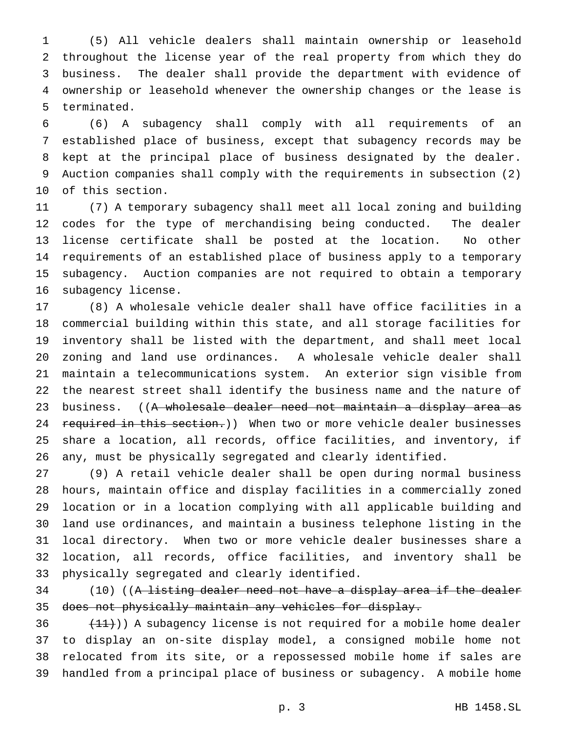(5) All vehicle dealers shall maintain ownership or leasehold throughout the license year of the real property from which they do business. The dealer shall provide the department with evidence of ownership or leasehold whenever the ownership changes or the lease is terminated.

(6) A subagency shall comply with all requirements of an established place of business, except that subagency records may be kept at the principal place of business designated by the dealer. Auction companies shall comply with the requirements in subsection (2) of this section.

(7) A temporary subagency shall meet all local zoning and building codes for the type of merchandising being conducted. The dealer license certificate shall be posted at the location. No other requirements of an established place of business apply to a temporary subagency. Auction companies are not required to obtain a temporary subagency license.

(8) A wholesale vehicle dealer shall have office facilities in a commercial building within this state, and all storage facilities for inventory shall be listed with the department, and shall meet local zoning and land use ordinances. A wholesale vehicle dealer shall maintain a telecommunications system. An exterior sign visible from the nearest street shall identify the business name and the nature of business. ((~~A wholesale dealer need not maintain a display area as required in this section.~~)) When two or more vehicle dealer businesses share a location, all records, office facilities, and inventory, if any, must be physically segregated and clearly identified.

(9) A retail vehicle dealer shall be open during normal business hours, maintain office and display facilities in a commercially zoned location or in a location complying with all applicable building and land use ordinances, and maintain a business telephone listing in the local directory. When two or more vehicle dealer businesses share a location, all records, office facilities, and inventory shall be physically segregated and clearly identified.

(10) ((~~A listing dealer need not have a display area if the dealer does not physically maintain any vehicles for display.~~

~~(11)~~)) A subagency license is not required for a mobile home dealer to display an on-site display model, a consigned mobile home not relocated from its site, or a repossessed mobile home if sales are handled from a principal place of business or subagency. A mobile home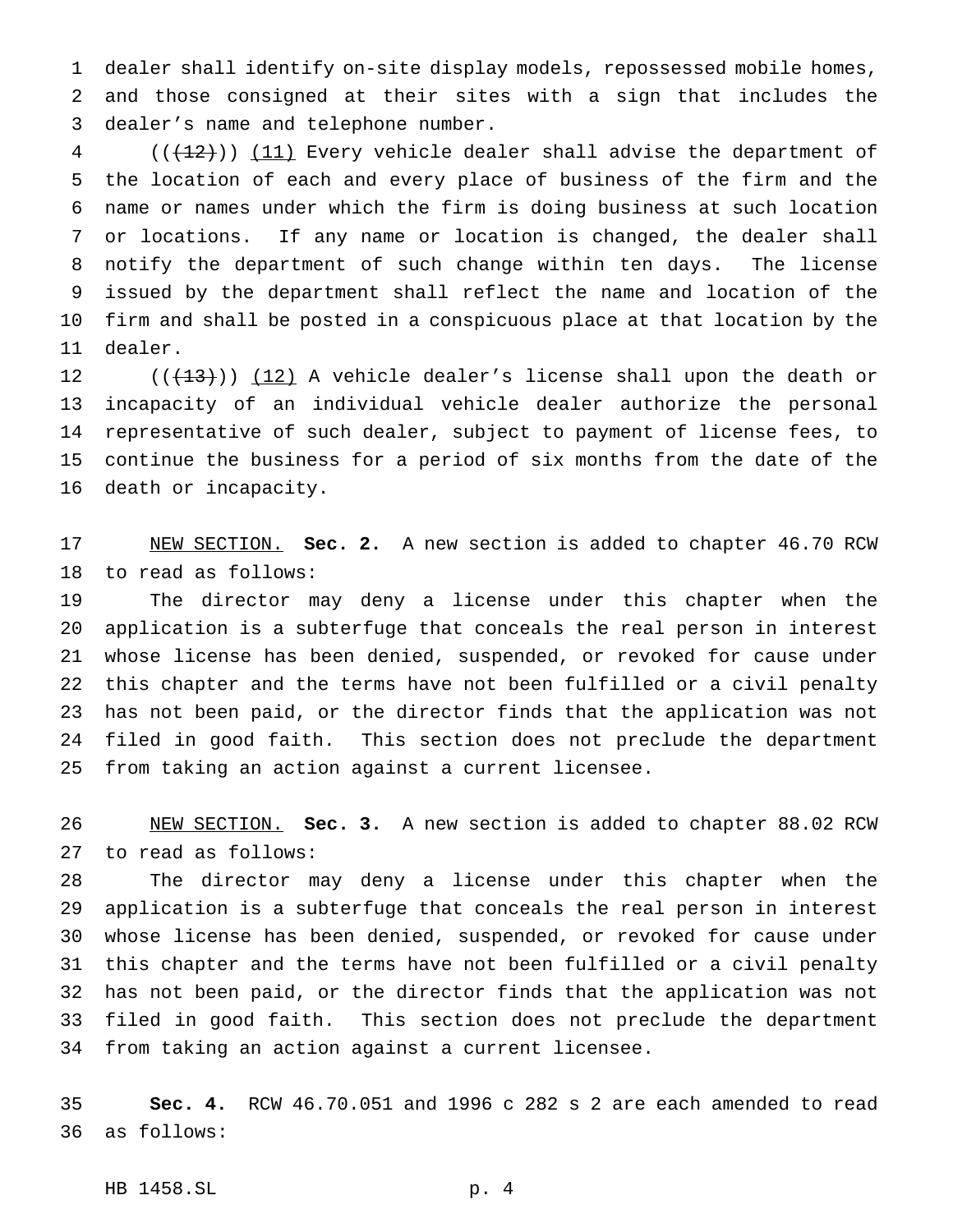dealer shall identify on-site display models, repossessed mobile homes, and those consigned at their sites with a sign that includes the dealer's name and telephone number.

(((12))) <u>(11)</u> Every vehicle dealer shall advise the department of the location of each and every place of business of the firm and the name or names under which the firm is doing business at such location or locations. If any name or location is changed, the dealer shall notify the department of such change within ten days. The license issued by the department shall reflect the name and location of the firm and shall be posted in a conspicuous place at that location by the dealer.

(((13))) <u>(12)</u> A vehicle dealer's license shall upon the death or incapacity of an individual vehicle dealer authorize the personal representative of such dealer, subject to payment of license fees, to continue the business for a period of six months from the date of the death or incapacity.

<u>NEW SECTION.</u> **Sec. 2.** A new section is added to chapter 46.70 RCW to read as follows:

The director may deny a license under this chapter when the application is a subterfuge that conceals the real person in interest whose license has been denied, suspended, or revoked for cause under this chapter and the terms have not been fulfilled or a civil penalty has not been paid, or the director finds that the application was not filed in good faith. This section does not preclude the department from taking an action against a current licensee.

<u>NEW SECTION.</u> **Sec. 3.** A new section is added to chapter 88.02 RCW to read as follows:

The director may deny a license under this chapter when the application is a subterfuge that conceals the real person in interest whose license has been denied, suspended, or revoked for cause under this chapter and the terms have not been fulfilled or a civil penalty has not been paid, or the director finds that the application was not filed in good faith. This section does not preclude the department from taking an action against a current licensee.

**Sec. 4.** RCW 46.70.051 and 1996 c 282 s 2 are each amended to read as follows: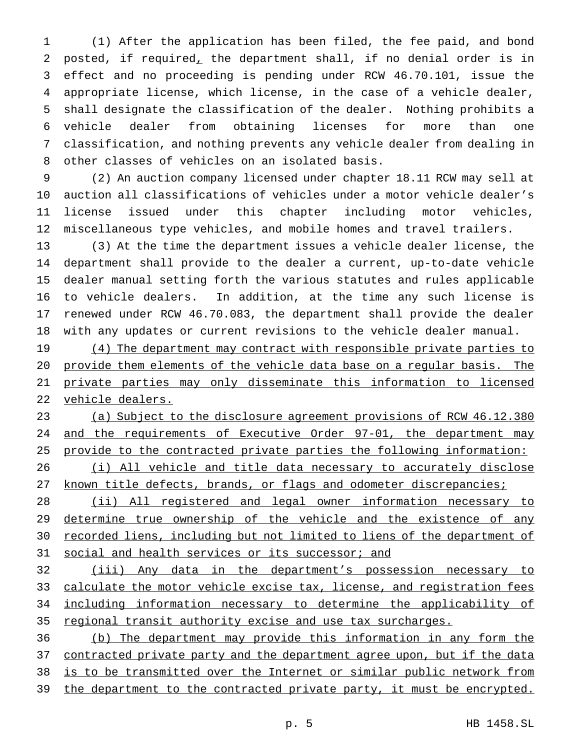(1) After the application has been filed, the fee paid, and bond posted, if required, the department shall, if no denial order is in effect and no proceeding is pending under RCW 46.70.101, issue the appropriate license, which license, in the case of a vehicle dealer, shall designate the classification of the dealer. Nothing prohibits a vehicle dealer from obtaining licenses for more than one classification, and nothing prevents any vehicle dealer from dealing in other classes of vehicles on an isolated basis.

(2) An auction company licensed under chapter 18.11 RCW may sell at auction all classifications of vehicles under a motor vehicle dealer's license issued under this chapter including motor vehicles, miscellaneous type vehicles, and mobile homes and travel trailers.

(3) At the time the department issues a vehicle dealer license, the department shall provide to the dealer a current, up-to-date vehicle dealer manual setting forth the various statutes and rules applicable to vehicle dealers. In addition, at the time any such license is renewed under RCW 46.70.083, the department shall provide the dealer with any updates or current revisions to the vehicle dealer manual.

(4) The department may contract with responsible private parties to provide them elements of the vehicle data base on a regular basis. The private parties may only disseminate this information to licensed vehicle dealers.

(a) Subject to the disclosure agreement provisions of RCW 46.12.380 and the requirements of Executive Order 97-01, the department may provide to the contracted private parties the following information:

(i) All vehicle and title data necessary to accurately disclose known title defects, brands, or flags and odometer discrepancies;

(ii) All registered and legal owner information necessary to determine true ownership of the vehicle and the existence of any recorded liens, including but not limited to liens of the department of social and health services or its successor; and

(iii) Any data in the department's possession necessary to calculate the motor vehicle excise tax, license, and registration fees including information necessary to determine the applicability of regional transit authority excise and use tax surcharges.

(b) The department may provide this information in any form the contracted private party and the department agree upon, but if the data is to be transmitted over the Internet or similar public network from the department to the contracted private party, it must be encrypted.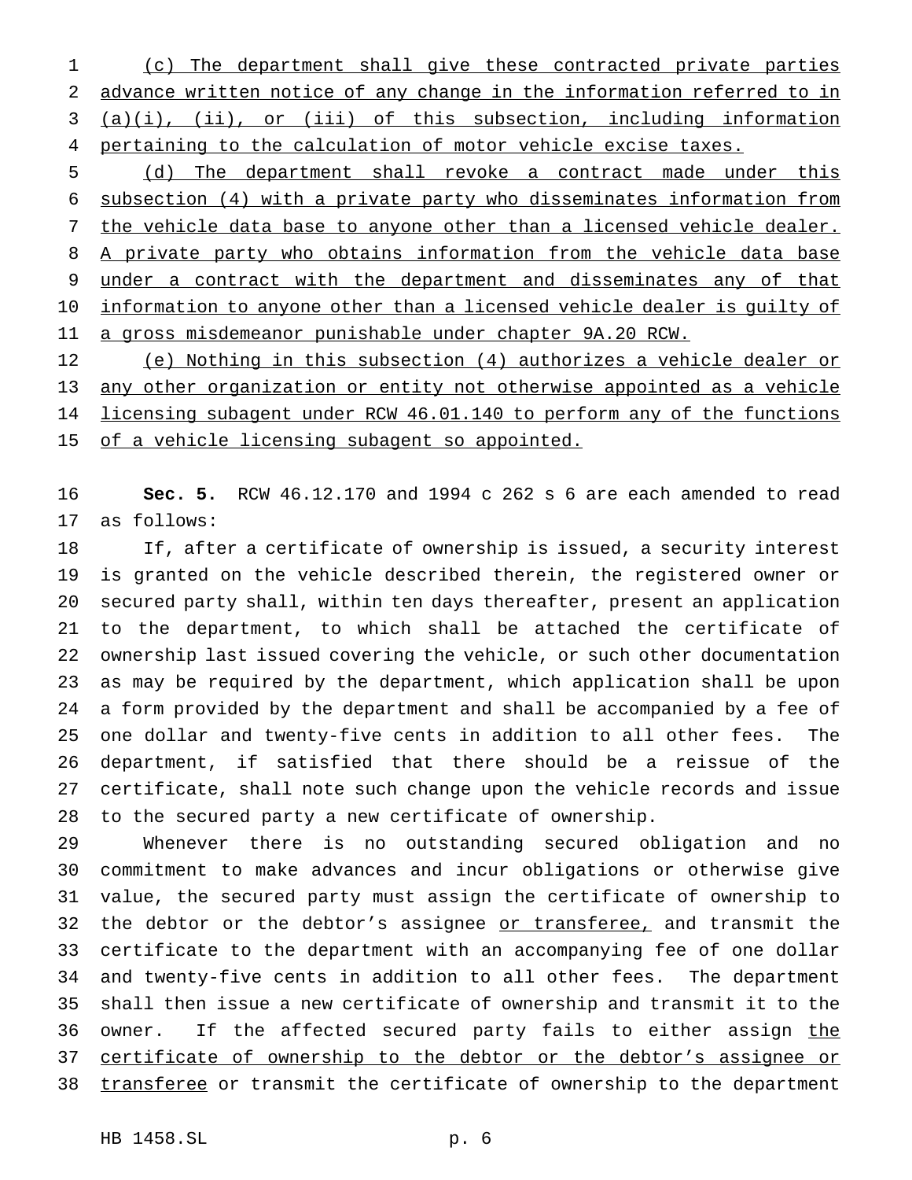(c) The department shall give these contracted private parties advance written notice of any change in the information referred to in (a)(i), (ii), or (iii) of this subsection, including information pertaining to the calculation of motor vehicle excise taxes.

(d) The department shall revoke a contract made under this subsection (4) with a private party who disseminates information from the vehicle data base to anyone other than a licensed vehicle dealer. A private party who obtains information from the vehicle data base under a contract with the department and disseminates any of that information to anyone other than a licensed vehicle dealer is guilty of a gross misdemeanor punishable under chapter 9A.20 RCW.

(e) Nothing in this subsection (4) authorizes a vehicle dealer or any other organization or entity not otherwise appointed as a vehicle licensing subagent under RCW 46.01.140 to perform any of the functions of a vehicle licensing subagent so appointed.

**Sec. 5.** RCW 46.12.170 and 1994 c 262 s 6 are each amended to read as follows:

If, after a certificate of ownership is issued, a security interest is granted on the vehicle described therein, the registered owner or secured party shall, within ten days thereafter, present an application to the department, to which shall be attached the certificate of ownership last issued covering the vehicle, or such other documentation as may be required by the department, which application shall be upon a form provided by the department and shall be accompanied by a fee of one dollar and twenty-five cents in addition to all other fees. The department, if satisfied that there should be a reissue of the certificate, shall note such change upon the vehicle records and issue to the secured party a new certificate of ownership.

Whenever there is no outstanding secured obligation and no commitment to make advances and incur obligations or otherwise give value, the secured party must assign the certificate of ownership to the debtor or the debtor's assignee or transferee, and transmit the certificate to the department with an accompanying fee of one dollar and twenty-five cents in addition to all other fees. The department shall then issue a new certificate of ownership and transmit it to the owner. If the affected secured party fails to either assign the certificate of ownership to the debtor or the debtor's assignee or transferee or transmit the certificate of ownership to the department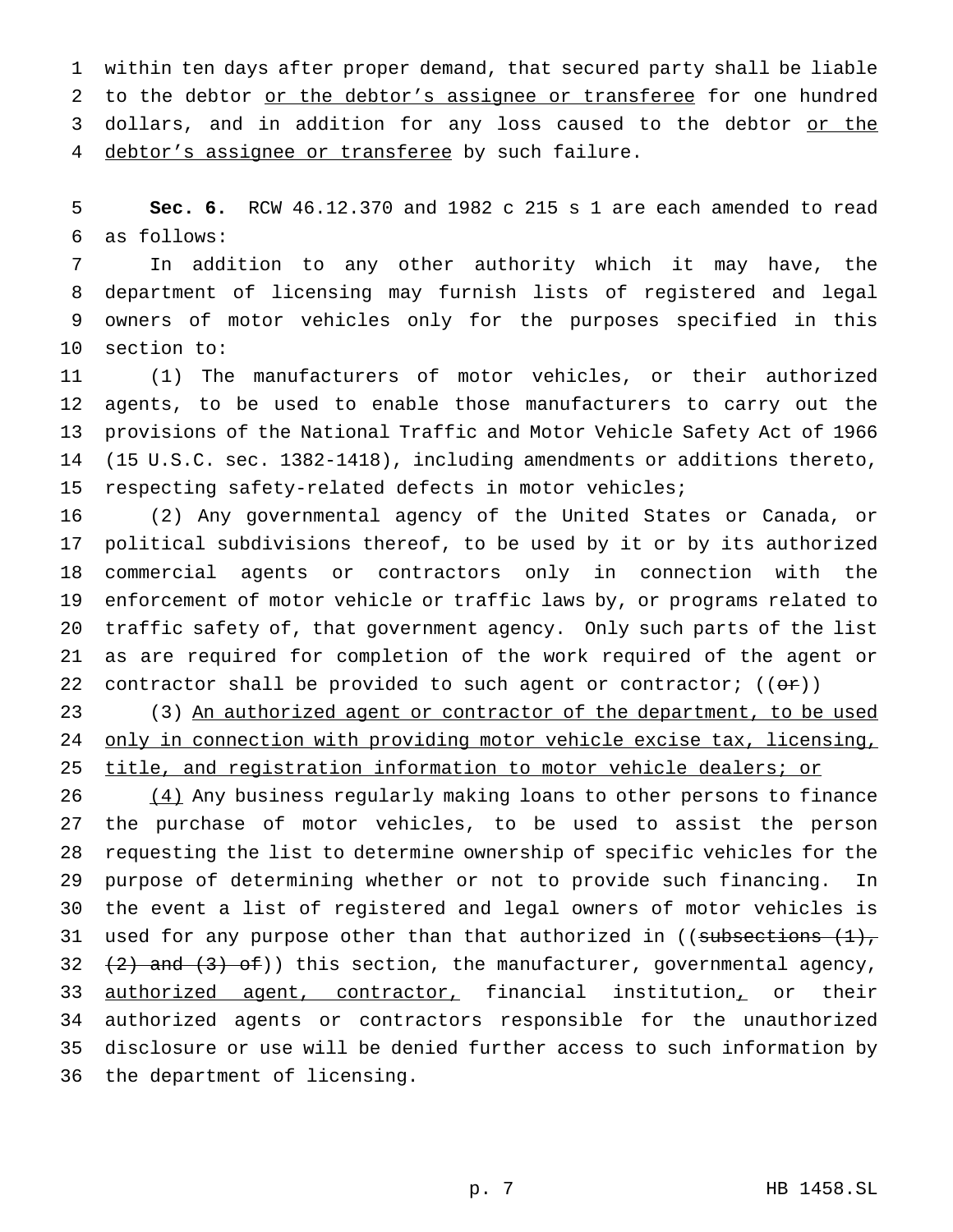within ten days after proper demand, that secured party shall be liable to the debtor or the debtor's assignee or transferee for one hundred dollars, and in addition for any loss caused to the debtor or the debtor's assignee or transferee by such failure.

**Sec. 6.** RCW 46.12.370 and 1982 c 215 s 1 are each amended to read as follows:

In addition to any other authority which it may have, the department of licensing may furnish lists of registered and legal owners of motor vehicles only for the purposes specified in this section to:

(1) The manufacturers of motor vehicles, or their authorized agents, to be used to enable those manufacturers to carry out the provisions of the National Traffic and Motor Vehicle Safety Act of 1966 (15 U.S.C. sec. 1382-1418), including amendments or additions thereto, respecting safety-related defects in motor vehicles;

(2) Any governmental agency of the United States or Canada, or political subdivisions thereof, to be used by it or by its authorized commercial agents or contractors only in connection with the enforcement of motor vehicle or traffic laws by, or programs related to traffic safety of, that government agency. Only such parts of the list as are required for completion of the work required of the agent or contractor shall be provided to such agent or contractor; ((or))

(3) An authorized agent or contractor of the department, to be used only in connection with providing motor vehicle excise tax, licensing, title, and registration information to motor vehicle dealers; or

(4) Any business regularly making loans to other persons to finance the purchase of motor vehicles, to be used to assist the person requesting the list to determine ownership of specific vehicles for the purpose of determining whether or not to provide such financing. In the event a list of registered and legal owners of motor vehicles is used for any purpose other than that authorized in ((subsections (1), (2) and (3) of)) this section, the manufacturer, governmental agency, authorized agent, contractor, financial institution, or their authorized agents or contractors responsible for the unauthorized disclosure or use will be denied further access to such information by the department of licensing.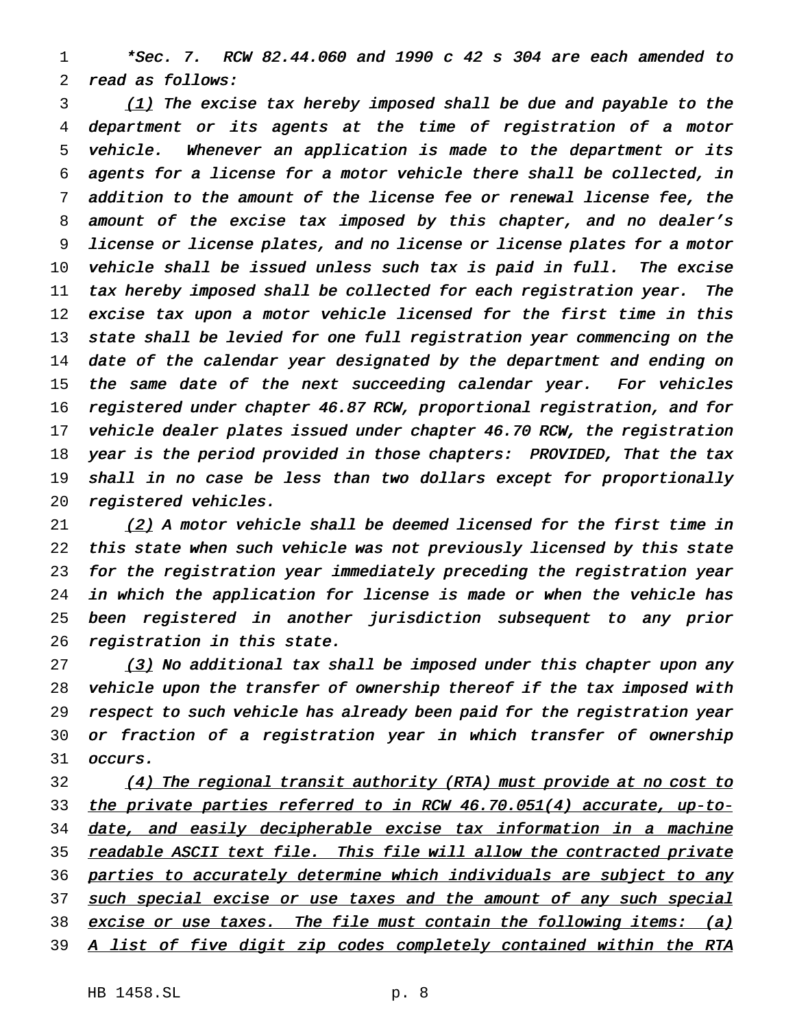*Sec. 7. RCW 82.44.060 and 1990 c 42 s 304 are each amended to read as follows:

<u>(1)</u> The excise tax hereby imposed shall be due and payable to the department or its agents at the time of registration of a motor vehicle. Whenever an application is made to the department or its agents for a license for a motor vehicle there shall be collected, in addition to the amount of the license fee or renewal license fee, the amount of the excise tax imposed by this chapter, and no dealer's license or license plates, and no license or license plates for a motor vehicle shall be issued unless such tax is paid in full. The excise tax hereby imposed shall be collected for each registration year. The excise tax upon a motor vehicle licensed for the first time in this state shall be levied for one full registration year commencing on the date of the calendar year designated by the department and ending on the same date of the next succeeding calendar year. For vehicles registered under chapter 46.87 RCW, proportional registration, and for vehicle dealer plates issued under chapter 46.70 RCW, the registration year is the period provided in those chapters: PROVIDED, That the tax shall in no case be less than two dollars except for proportionally registered vehicles.

<u>(2)</u> A motor vehicle shall be deemed licensed for the first time in this state when such vehicle was not previously licensed by this state for the registration year immediately preceding the registration year in which the application for license is made or when the vehicle has been registered in another jurisdiction subsequent to any prior registration in this state.

<u>(3)</u> No additional tax shall be imposed under this chapter upon any vehicle upon the transfer of ownership thereof if the tax imposed with respect to such vehicle has already been paid for the registration year or fraction of a registration year in which transfer of ownership occurs.

<u>(4) The regional transit authority (RTA) must provide at no cost to the private parties referred to in RCW 46.70.051(4) accurate, up-to-date, and easily decipherable excise tax information in a machine readable ASCII text file. This file will allow the contracted private parties to accurately determine which individuals are subject to any such special excise or use taxes and the amount of any such special excise or use taxes. The file must contain the following items: (a) A list of five digit zip codes completely contained within the RTA</u>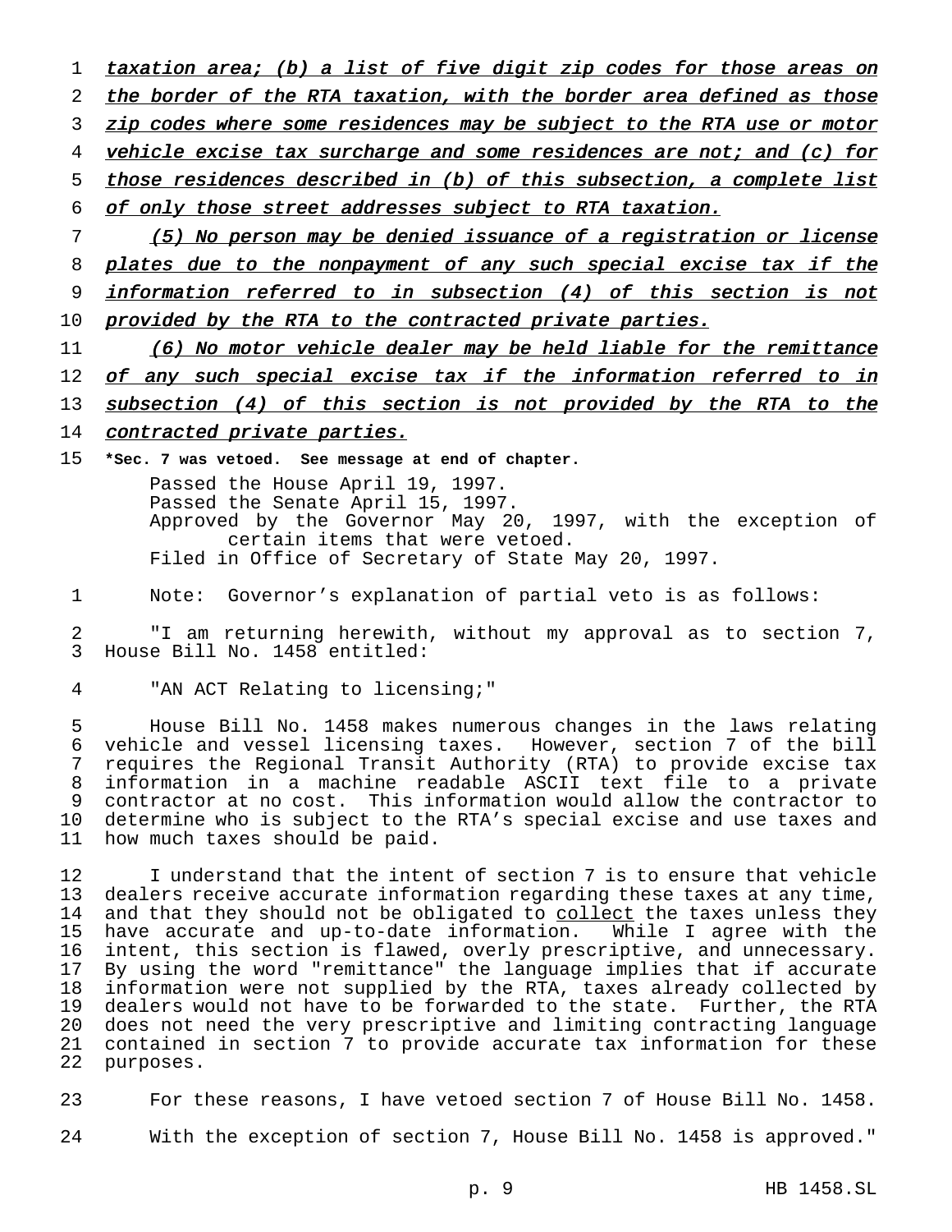<u>*taxation area; (b) a list of five digit zip codes for those areas on the border of the RTA taxation, with the border area defined as those zip codes where some residences may be subject to the RTA use or motor vehicle excise tax surcharge and some residences are not; and (c) for those residences described in (b) of this subsection, a complete list of only those street addresses subject to RTA taxation.*</u>

<u>*(5) No person may be denied issuance of a registration or license plates due to the nonpayment of any such special excise tax if the information referred to in subsection (4) of this section is not provided by the RTA to the contracted private parties.*</u>

<u>*(6) No motor vehicle dealer may be held liable for the remittance of any such special excise tax if the information referred to in subsection (4) of this section is not provided by the RTA to the contracted private parties.*</u>

**\*Sec. 7 was vetoed. See message at end of chapter.**

Passed the House April 19, 1997.
Passed the Senate April 15, 1997.
Approved by the Governor May 20, 1997, with the exception of certain items that were vetoed.
Filed in Office of Secretary of State May 20, 1997.

Note: Governor's explanation of partial veto is as follows:

"I am returning herewith, without my approval as to section 7, House Bill No. 1458 entitled:

"AN ACT Relating to licensing;"

House Bill No. 1458 makes numerous changes in the laws relating vehicle and vessel licensing taxes. However, section 7 of the bill requires the Regional Transit Authority (RTA) to provide excise tax information in a machine readable ASCII text file to a private contractor at no cost. This information would allow the contractor to determine who is subject to the RTA's special excise and use taxes and how much taxes should be paid.

I understand that the intent of section 7 is to ensure that vehicle dealers receive accurate information regarding these taxes at any time, and that they should not be obligated to <u>collect</u> the taxes unless they have accurate and up-to-date information. While I agree with the intent, this section is flawed, overly prescriptive, and unnecessary. By using the word "remittance" the language implies that if accurate information were not supplied by the RTA, taxes already collected by dealers would not have to be forwarded to the state. Further, the RTA does not need the very prescriptive and limiting contracting language contained in section 7 to provide accurate tax information for these purposes.

For these reasons, I have vetoed section 7 of House Bill No. 1458.

With the exception of section 7, House Bill No. 1458 is approved."